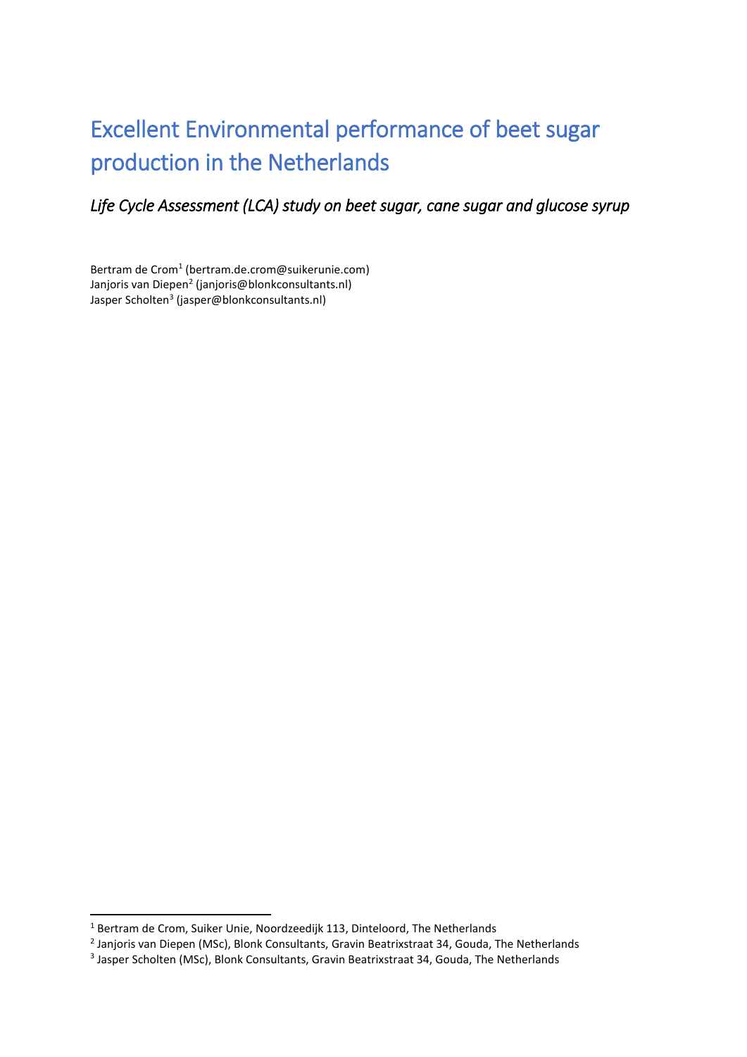# Excellent Environmental performance of beet sugar production in the Netherlands

*Life Cycle Assessment (LCA) study on beet sugar, cane sugar and glucose syrup*

Bertram de Crom[1] (bertram.de.crom@suikerunie.com)
Janjoris van Diepen[2] (janjoris@blonkconsultants.nl)
Jasper Scholten[3] (jasper@blonkconsultants.nl)

[1] Bertram de Crom, Suiker Unie, Noordzeedijk 113, Dinteloord, The Netherlands
[2] Janjoris van Diepen (MSc), Blonk Consultants, Gravin Beatrixstraat 34, Gouda, The Netherlands
[3] Jasper Scholten (MSc), Blonk Consultants, Gravin Beatrixstraat 34, Gouda, The Netherlands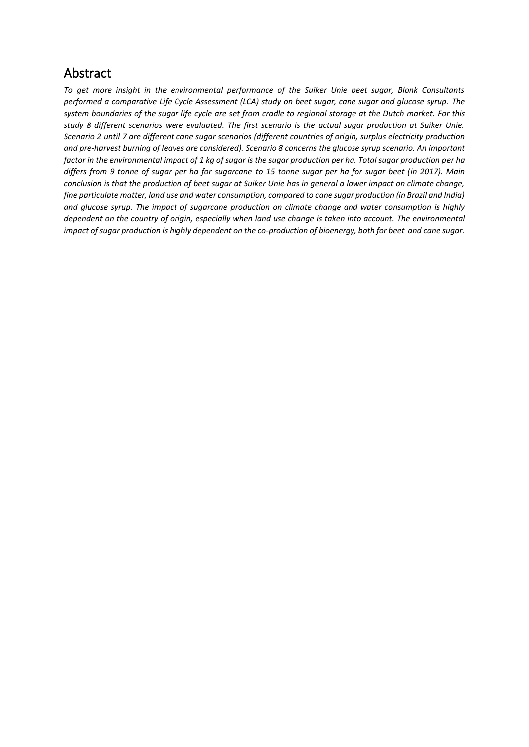## Abstract

*To get more insight in the environmental performance of the Suiker Unie beet sugar, Blonk Consultants performed a comparative Life Cycle Assessment (LCA) study on beet sugar, cane sugar and glucose syrup. The system boundaries of the sugar life cycle are set from cradle to regional storage at the Dutch market. For this study 8 different scenarios were evaluated. The first scenario is the actual sugar production at Suiker Unie. Scenario 2 until 7 are different cane sugar scenarios (different countries of origin, surplus electricity production and pre-harvest burning of leaves are considered). Scenario 8 concerns the glucose syrup scenario. An important factor in the environmental impact of 1 kg of sugar is the sugar production per ha. Total sugar production per ha differs from 9 tonne of sugar per ha for sugarcane to 15 tonne sugar per ha for sugar beet (in 2017). Main conclusion is that the production of beet sugar at Suiker Unie has in general a lower impact on climate change, fine particulate matter, land use and water consumption, compared to cane sugar production (in Brazil and India) and glucose syrup. The impact of sugarcane production on climate change and water consumption is highly dependent on the country of origin, especially when land use change is taken into account. The environmental impact of sugar production is highly dependent on the co-production of bioenergy, both for beet and cane sugar.*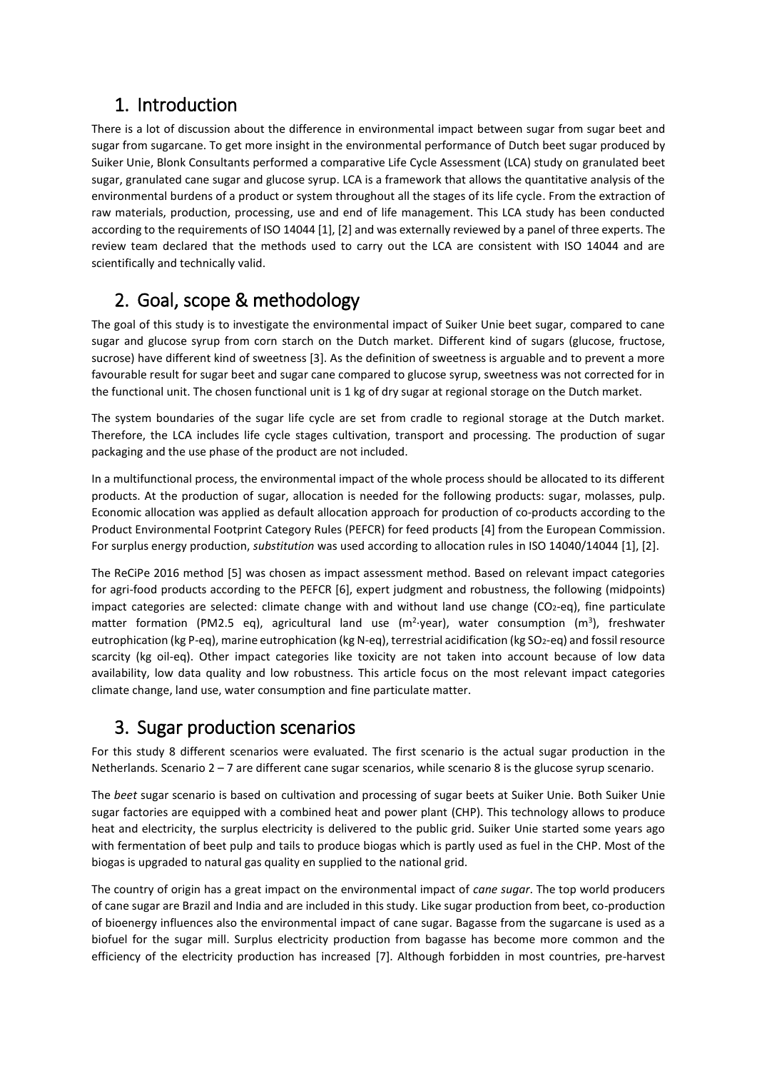## 1. Introduction

There is a lot of discussion about the difference in environmental impact between sugar from sugar beet and sugar from sugarcane. To get more insight in the environmental performance of Dutch beet sugar produced by Suiker Unie, Blonk Consultants performed a comparative Life Cycle Assessment (LCA) study on granulated beet sugar, granulated cane sugar and glucose syrup. LCA is a framework that allows the quantitative analysis of the environmental burdens of a product or system throughout all the stages of its life cycle. From the extraction of raw materials, production, processing, use and end of life management. This LCA study has been conducted according to the requirements of ISO 14044 [1], [2] and was externally reviewed by a panel of three experts. The review team declared that the methods used to carry out the LCA are consistent with ISO 14044 and are scientifically and technically valid.

## 2. Goal, scope & methodology

The goal of this study is to investigate the environmental impact of Suiker Unie beet sugar, compared to cane sugar and glucose syrup from corn starch on the Dutch market. Different kind of sugars (glucose, fructose, sucrose) have different kind of sweetness [3]. As the definition of sweetness is arguable and to prevent a more favourable result for sugar beet and sugar cane compared to glucose syrup, sweetness was not corrected for in the functional unit. The chosen functional unit is 1 kg of dry sugar at regional storage on the Dutch market.

The system boundaries of the sugar life cycle are set from cradle to regional storage at the Dutch market. Therefore, the LCA includes life cycle stages cultivation, transport and processing. The production of sugar packaging and the use phase of the product are not included.

In a multifunctional process, the environmental impact of the whole process should be allocated to its different products. At the production of sugar, allocation is needed for the following products: sugar, molasses, pulp. Economic allocation was applied as default allocation approach for production of co-products according to the Product Environmental Footprint Category Rules (PEFCR) for feed products [4] from the European Commission. For surplus energy production, *substitution* was used according to allocation rules in ISO 14040/14044 [1], [2].

The ReCiPe 2016 method [5] was chosen as impact assessment method. Based on relevant impact categories for agri-food products according to the PEFCR [6], expert judgment and robustness, the following (midpoints) impact categories are selected: climate change with and without land use change ($CO_2$-eq), fine particulate matter formation (PM2.5 eq), agricultural land use ($m^2 \cdot$year), water consumption ($m^3$), freshwater eutrophication (kg P-eq), marine eutrophication (kg N-eq), terrestrial acidification (kg $SO_2$-eq) and fossil resource scarcity (kg oil-eq). Other impact categories like toxicity are not taken into account because of low data availability, low data quality and low robustness. This article focus on the most relevant impact categories climate change, land use, water consumption and fine particulate matter.

## 3. Sugar production scenarios

For this study 8 different scenarios were evaluated. The first scenario is the actual sugar production in the Netherlands. Scenario 2 – 7 are different cane sugar scenarios, while scenario 8 is the glucose syrup scenario.

The *beet* sugar scenario is based on cultivation and processing of sugar beets at Suiker Unie. Both Suiker Unie sugar factories are equipped with a combined heat and power plant (CHP). This technology allows to produce heat and electricity, the surplus electricity is delivered to the public grid. Suiker Unie started some years ago with fermentation of beet pulp and tails to produce biogas which is partly used as fuel in the CHP. Most of the biogas is upgraded to natural gas quality en supplied to the national grid.

The country of origin has a great impact on the environmental impact of *cane sugar*. The top world producers of cane sugar are Brazil and India and are included in this study. Like sugar production from beet, co-production of bioenergy influences also the environmental impact of cane sugar. Bagasse from the sugarcane is used as a biofuel for the sugar mill. Surplus electricity production from bagasse has become more common and the efficiency of the electricity production has increased [7]. Although forbidden in most countries, pre-harvest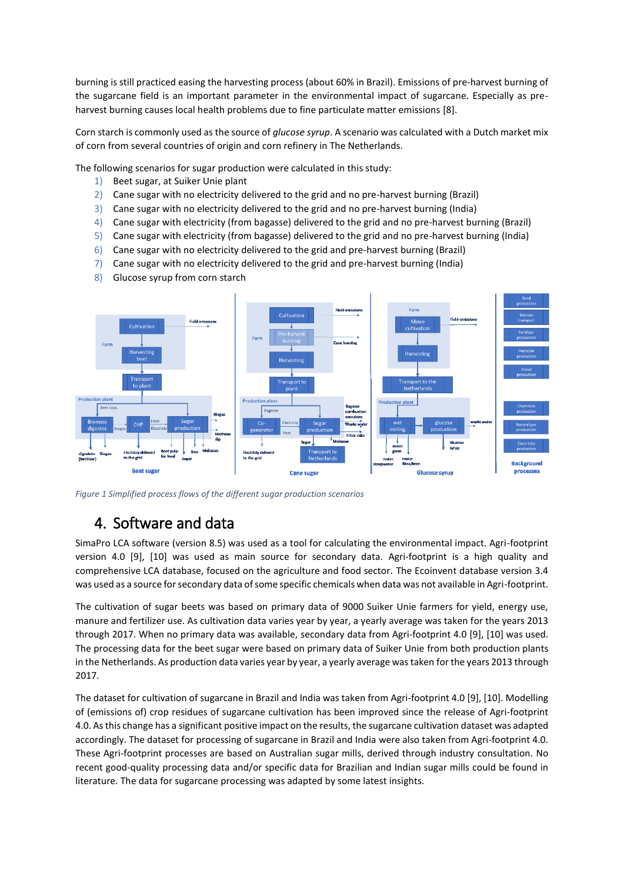burning is still practiced easing the harvesting process (about 60% in Brazil). Emissions of pre-harvest burning of the sugarcane field is an important parameter in the environmental impact of sugarcane. Especially as pre-harvest burning causes local health problems due to fine particulate matter emissions [8].

Corn starch is commonly used as the source of *glucose syrup*. A scenario was calculated with a Dutch market mix of corn from several countries of origin and corn refinery in The Netherlands.

The following scenarios for sugar production were calculated in this study:

1) Beet sugar, at Suiker Unie plant
2) Cane sugar with no electricity delivered to the grid and no pre-harvest burning (Brazil)
3) Cane sugar with no electricity delivered to the grid and no pre-harvest burning (India)
4) Cane sugar with electricity (from bagasse) delivered to the grid and no pre-harvest burning (Brazil)
5) Cane sugar with electricity (from bagasse) delivered to the grid and no pre-harvest burning (India)
6) Cane sugar with no electricity delivered to the grid and pre-harvest burning (Brazil)
7) Cane sugar with no electricity delivered to the grid and pre-harvest burning (India)
8) Glucose syrup from corn starch

*Figure 1 Simplified process flows of the different sugar production scenarios*

# 4. Software and data

SimaPro LCA software (version 8.5) was used as a tool for calculating the environmental impact. Agri-footprint version 4.0 [9], [10] was used as main source for secondary data. Agri-footprint is a high quality and comprehensive LCA database, focused on the agriculture and food sector. The Ecoinvent database version 3.4 was used as a source for secondary data of some specific chemicals when data was not available in Agri-footprint.

The cultivation of sugar beets was based on primary data of 9000 Suiker Unie farmers for yield, energy use, manure and fertilizer use. As cultivation data varies year by year, a yearly average was taken for the years 2013 through 2017. When no primary data was available, secondary data from Agri-footprint 4.0 [9], [10] was used. The processing data for the beet sugar were based on primary data of Suiker Unie from both production plants in the Netherlands. As production data varies year by year, a yearly average was taken for the years 2013 through 2017.

The dataset for cultivation of sugarcane in Brazil and India was taken from Agri-footprint 4.0 [9], [10]. Modelling of (emissions of) crop residues of sugarcane cultivation has been improved since the release of Agri-footprint 4.0. As this change has a significant positive impact on the results, the sugarcane cultivation dataset was adapted accordingly. The dataset for processing of sugarcane in Brazil and India were also taken from Agri-footprint 4.0. These Agri-footprint processes are based on Australian sugar mills, derived through industry consultation. No recent good-quality processing data and/or specific data for Brazilian and Indian sugar mills could be found in literature. The data for sugarcane processing was adapted by some latest insights.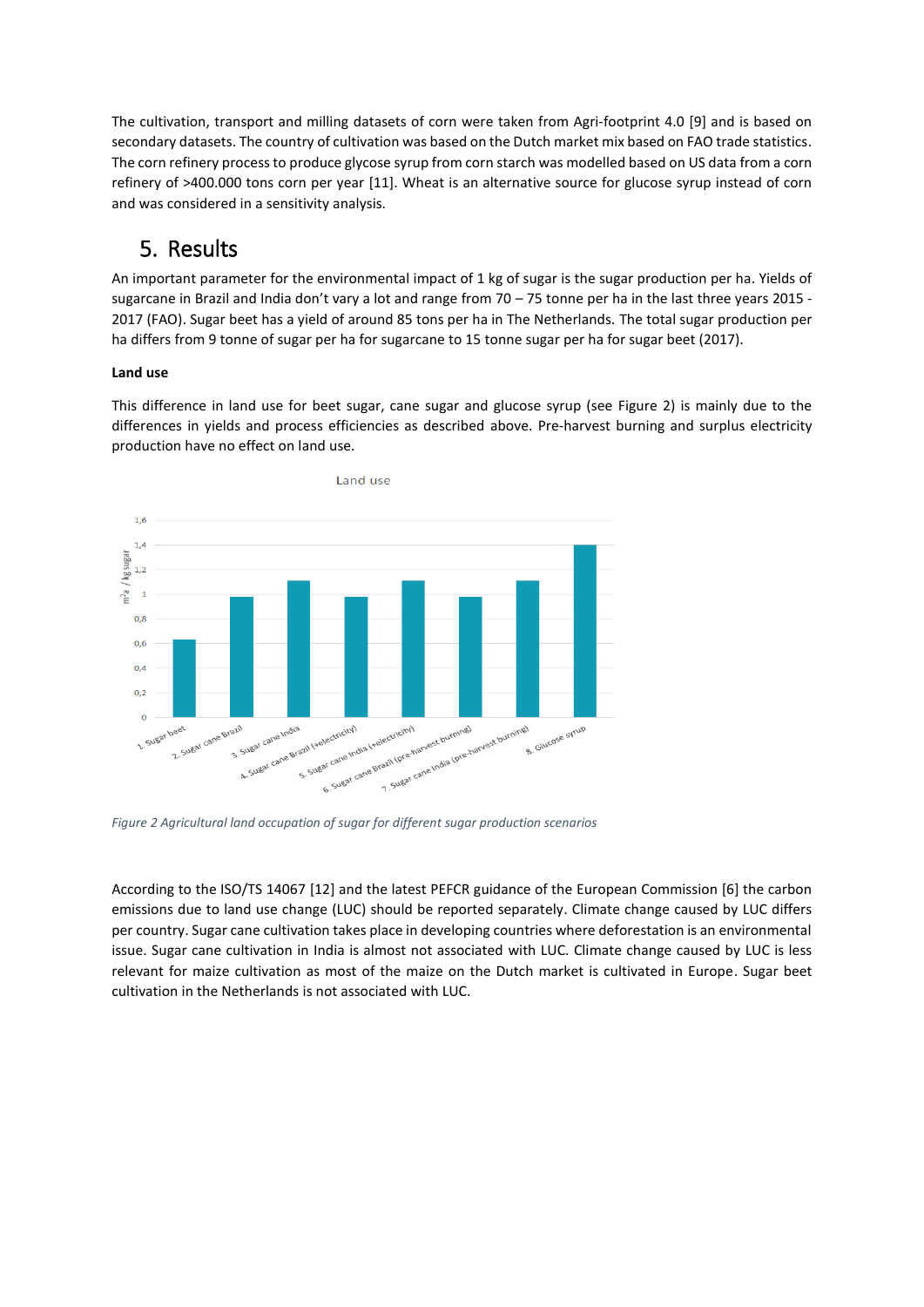The cultivation, transport and milling datasets of corn were taken from Agri-footprint 4.0 [9] and is based on secondary datasets. The country of cultivation was based on the Dutch market mix based on FAO trade statistics. The corn refinery process to produce glycose syrup from corn starch was modelled based on US data from a corn refinery of >400.000 tons corn per year [11]. Wheat is an alternative source for glucose syrup instead of corn and was considered in a sensitivity analysis.

# 5. Results

An important parameter for the environmental impact of 1 kg of sugar is the sugar production per ha. Yields of sugarcane in Brazil and India don't vary a lot and range from 70 – 75 tonne per ha in the last three years 2015 - 2017 (FAO). Sugar beet has a yield of around 85 tons per ha in The Netherlands. The total sugar production per ha differs from 9 tonne of sugar per ha for sugarcane to 15 tonne sugar per ha for sugar beet (2017).

**Land use**

This difference in land use for beet sugar, cane sugar and glucose syrup (see Figure 2) is mainly due to the differences in yields and process efficiencies as described above. Pre-harvest burning and surplus electricity production have no effect on land use.

*Figure 2 Agricultural land occupation of sugar for different sugar production scenarios*

According to the ISO/TS 14067 [12] and the latest PEFCR guidance of the European Commission [6] the carbon emissions due to land use change (LUC) should be reported separately. Climate change caused by LUC differs per country. Sugar cane cultivation takes place in developing countries where deforestation is an environmental issue. Sugar cane cultivation in India is almost not associated with LUC. Climate change caused by LUC is less relevant for maize cultivation as most of the maize on the Dutch market is cultivated in Europe. Sugar beet cultivation in the Netherlands is not associated with LUC.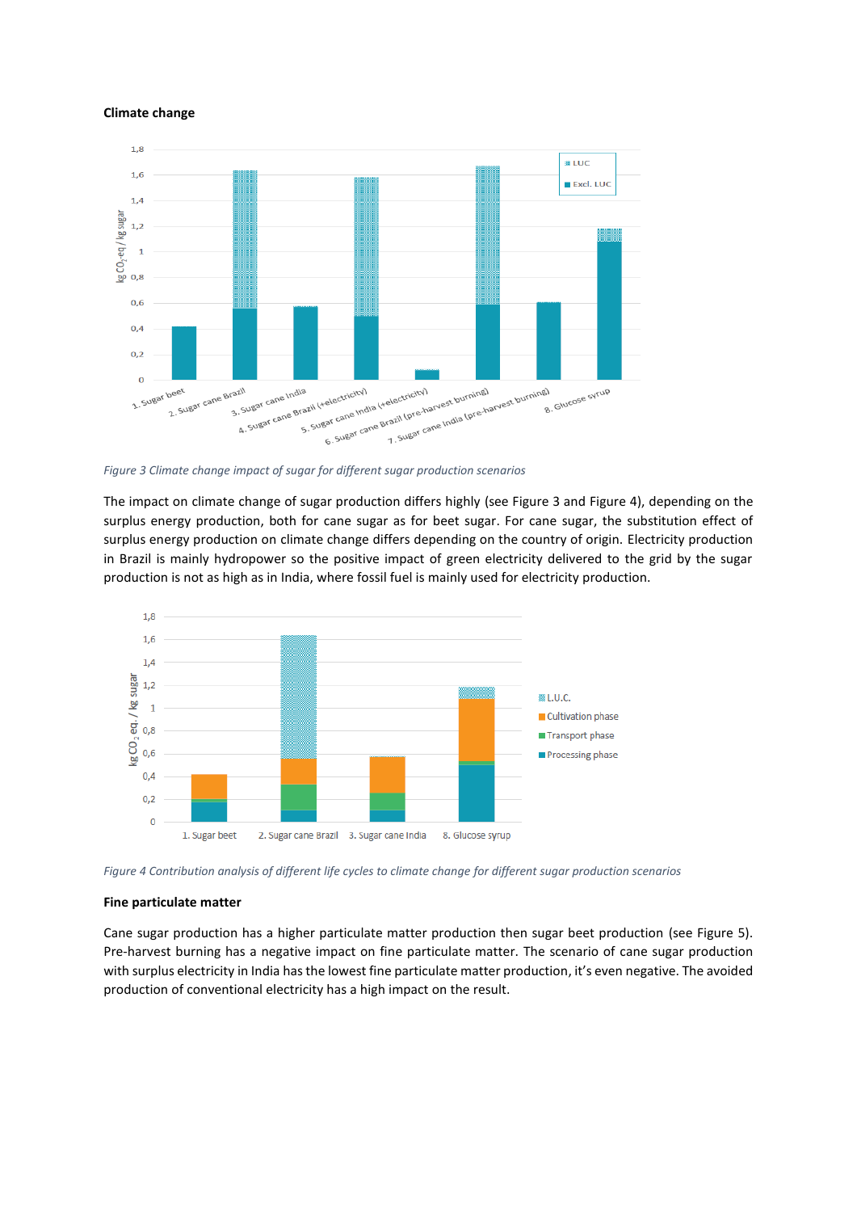**Climate change**

*Figure 3 Climate change impact of sugar for different sugar production scenarios*

The impact on climate change of sugar production differs highly (see Figure 3 and Figure 4), depending on the surplus energy production, both for cane sugar as for beet sugar. For cane sugar, the substitution effect of surplus energy production on climate change differs depending on the country of origin. Electricity production in Brazil is mainly hydropower so the positive impact of green electricity delivered to the grid by the sugar production is not as high as in India, where fossil fuel is mainly used for electricity production.

*Figure 4 Contribution analysis of different life cycles to climate change for different sugar production scenarios*

**Fine particulate matter**

Cane sugar production has a higher particulate matter production then sugar beet production (see Figure 5). Pre-harvest burning has a negative impact on fine particulate matter. The scenario of cane sugar production with surplus electricity in India has the lowest fine particulate matter production, it's even negative. The avoided production of conventional electricity has a high impact on the result.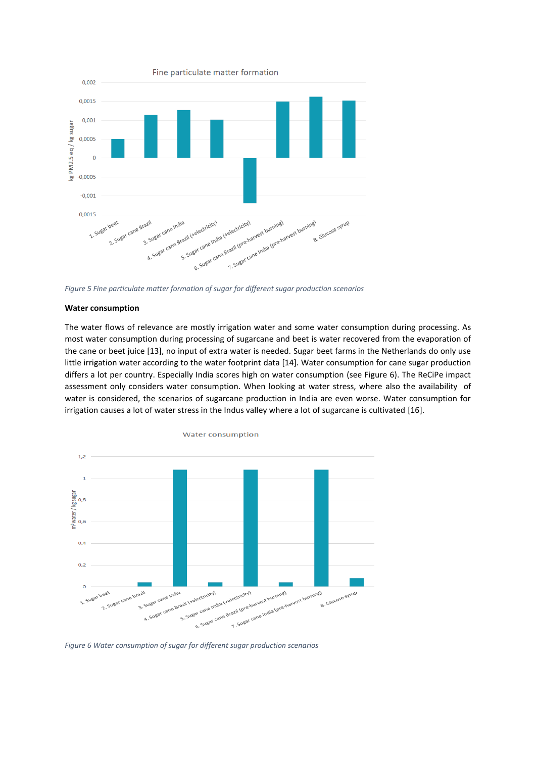*Figure 5 Fine particulate matter formation of sugar for different sugar production scenarios*

**Water consumption**

The water flows of relevance are mostly irrigation water and some water consumption during processing. As most water consumption during processing of sugarcane and beet is water recovered from the evaporation of the cane or beet juice [13], no input of extra water is needed. Sugar beet farms in the Netherlands do only use little irrigation water according to the water footprint data [14]. Water consumption for cane sugar production differs a lot per country. Especially India scores high on water consumption (see Figure 6). The ReCiPe impact assessment only considers water consumption. When looking at water stress, where also the availability of water is considered, the scenarios of sugarcane production in India are even worse. Water consumption for irrigation causes a lot of water stress in the Indus valley where a lot of sugarcane is cultivated [16].

*Figure 6 Water consumption of sugar for different sugar production scenarios*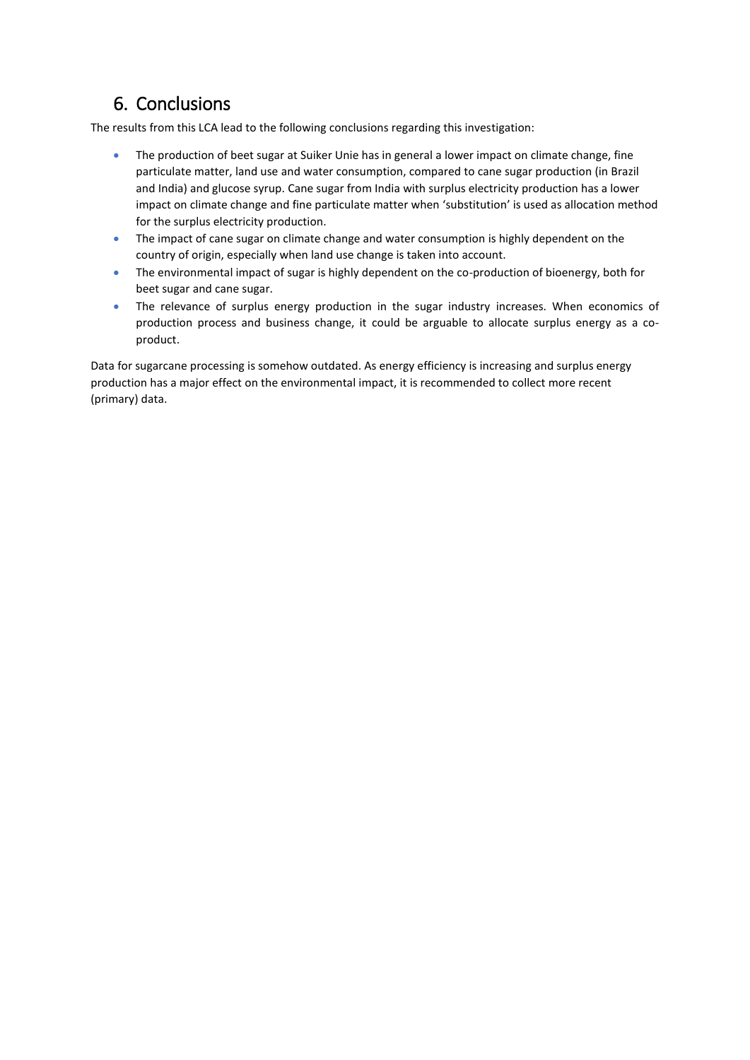## 6. Conclusions

The results from this LCA lead to the following conclusions regarding this investigation:

- The production of beet sugar at Suiker Unie has in general a lower impact on climate change, fine particulate matter, land use and water consumption, compared to cane sugar production (in Brazil and India) and glucose syrup. Cane sugar from India with surplus electricity production has a lower impact on climate change and fine particulate matter when 'substitution' is used as allocation method for the surplus electricity production.
- The impact of cane sugar on climate change and water consumption is highly dependent on the country of origin, especially when land use change is taken into account.
- The environmental impact of sugar is highly dependent on the co-production of bioenergy, both for beet sugar and cane sugar.
- The relevance of surplus energy production in the sugar industry increases. When economics of production process and business change, it could be arguable to allocate surplus energy as a co-product.

Data for sugarcane processing is somehow outdated. As energy efficiency is increasing and surplus energy production has a major effect on the environmental impact, it is recommended to collect more recent (primary) data.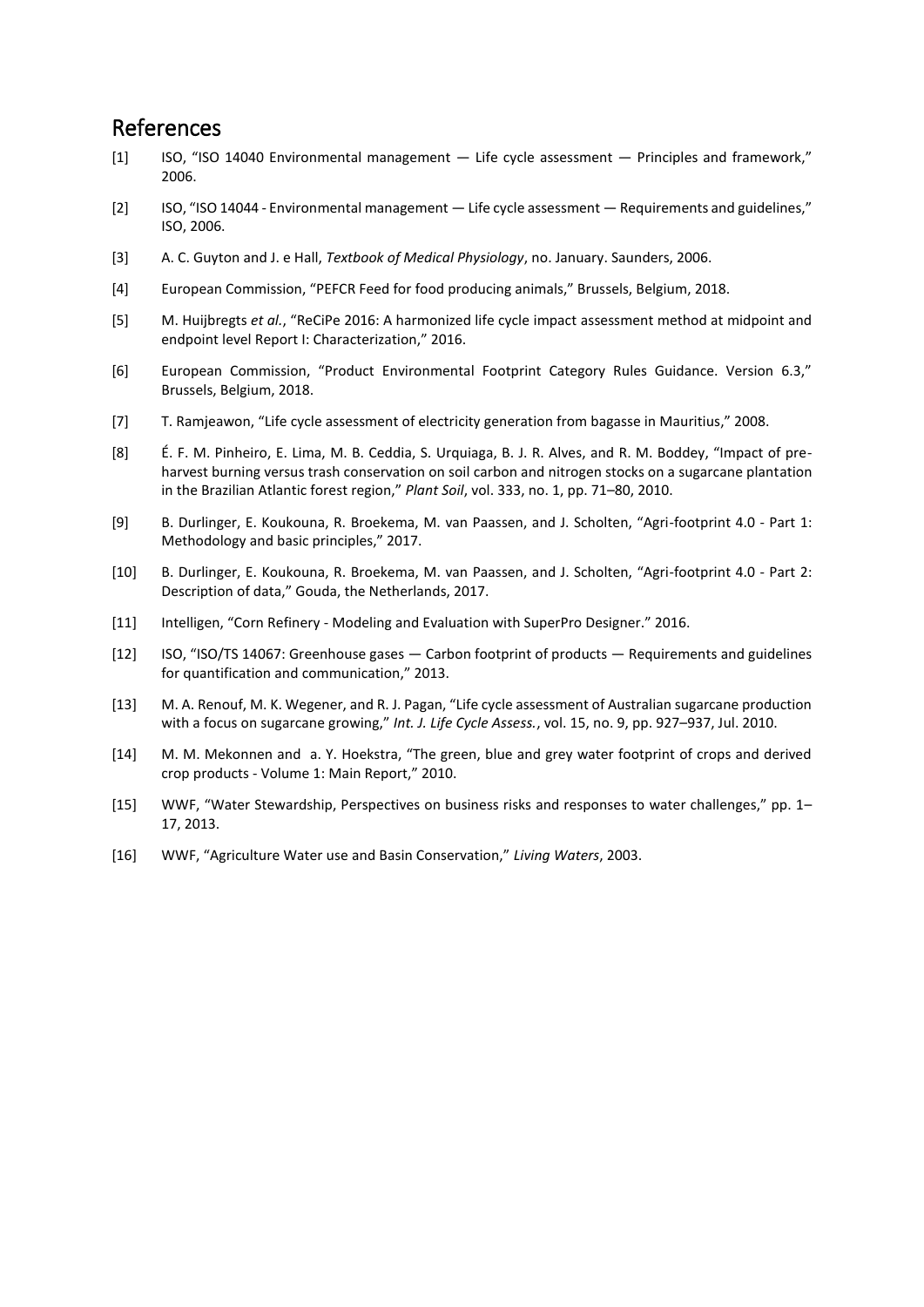# References

[1] ISO, "ISO 14040 Environmental management — Life cycle assessment — Principles and framework," 2006.

[2] ISO, "ISO 14044 - Environmental management — Life cycle assessment — Requirements and guidelines," ISO, 2006.

[3] A. C. Guyton and J. e Hall, *Textbook of Medical Physiology*, no. January. Saunders, 2006.

[4] European Commission, "PEFCR Feed for food producing animals," Brussels, Belgium, 2018.

[5] M. Huijbregts *et al.*, "ReCiPe 2016: A harmonized life cycle impact assessment method at midpoint and endpoint level Report I: Characterization," 2016.

[6] European Commission, "Product Environmental Footprint Category Rules Guidance. Version 6.3," Brussels, Belgium, 2018.

[7] T. Ramjeawon, "Life cycle assessment of electricity generation from bagasse in Mauritius," 2008.

[8] É. F. M. Pinheiro, E. Lima, M. B. Ceddia, S. Urquiaga, B. J. R. Alves, and R. M. Boddey, "Impact of pre-harvest burning versus trash conservation on soil carbon and nitrogen stocks on a sugarcane plantation in the Brazilian Atlantic forest region," *Plant Soil*, vol. 333, no. 1, pp. 71–80, 2010.

[9] B. Durlinger, E. Koukouna, R. Broekema, M. van Paassen, and J. Scholten, "Agri-footprint 4.0 - Part 1: Methodology and basic principles," 2017.

[10] B. Durlinger, E. Koukouna, R. Broekema, M. van Paassen, and J. Scholten, "Agri-footprint 4.0 - Part 2: Description of data," Gouda, the Netherlands, 2017.

[11] Intelligen, "Corn Refinery - Modeling and Evaluation with SuperPro Designer." 2016.

[12] ISO, "ISO/TS 14067: Greenhouse gases — Carbon footprint of products — Requirements and guidelines for quantification and communication," 2013.

[13] M. A. Renouf, M. K. Wegener, and R. J. Pagan, "Life cycle assessment of Australian sugarcane production with a focus on sugarcane growing," *Int. J. Life Cycle Assess.*, vol. 15, no. 9, pp. 927–937, Jul. 2010.

[14] M. M. Mekonnen and a. Y. Hoekstra, "The green, blue and grey water footprint of crops and derived crop products - Volume 1: Main Report," 2010.

[15] WWF, "Water Stewardship, Perspectives on business risks and responses to water challenges," pp. 1–17, 2013.

[16] WWF, "Agriculture Water use and Basin Conservation," *Living Waters*, 2003.